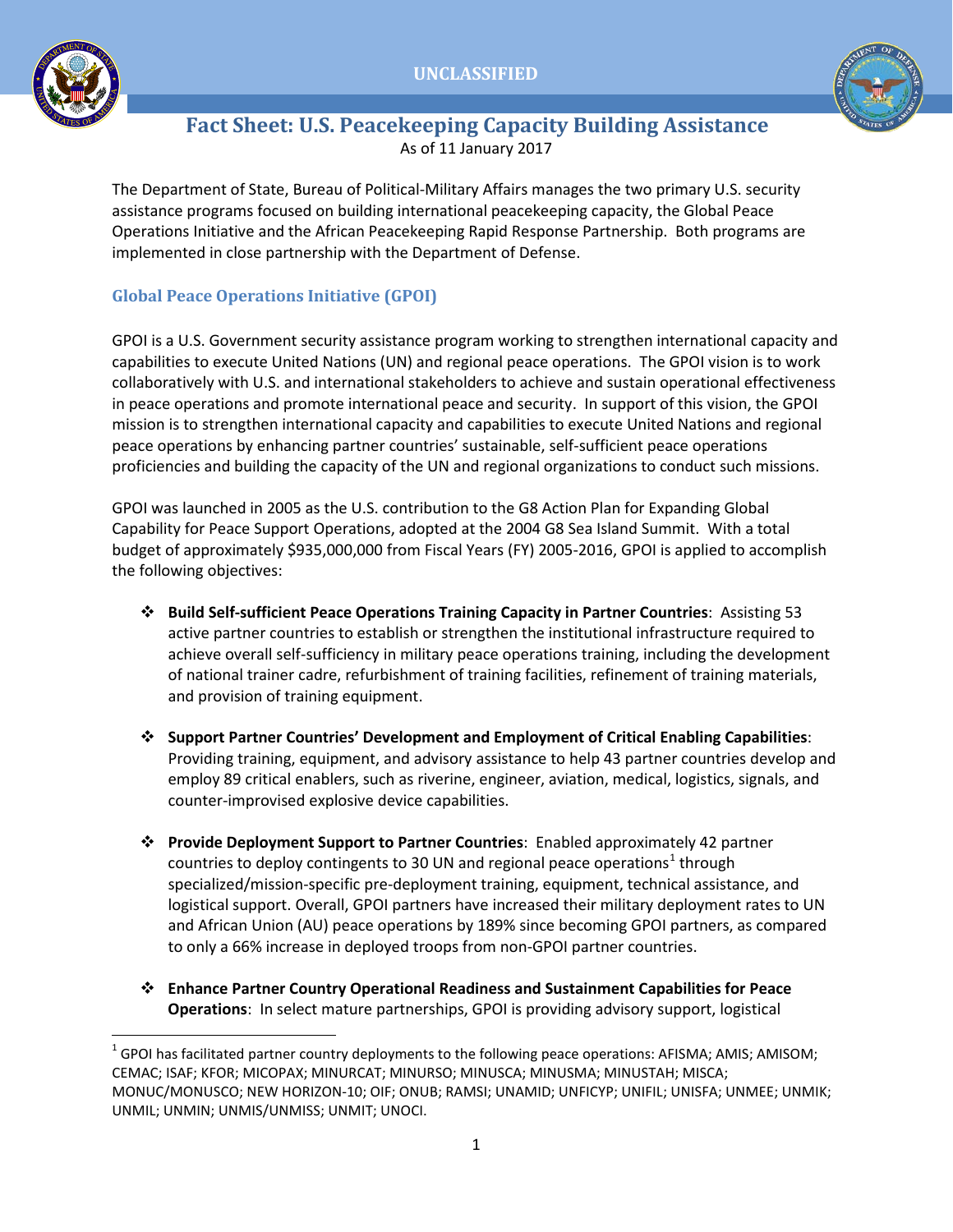UNCLASSIFIED

# Fact Sheet: U.S. Peacekeeping Capacity Building Assistance

As of 11 January 2017

The Department of State, Bureau of Political-Military Affairs manages the two primary U.S. security assistance programs focused on building international peacekeeping capacity, the Global Peace Operations Initiative and the African Peacekeeping Rapid Response Partnership. Both programs are implemented in close partnership with the Department of Defense.

## Global Peace Operations Initiative (GPOI)

GPOI is a U.S. Government security assistance program working to strengthen international capacity and capabilities to execute United Nations (UN) and regional peace operations. The GPOI vision is to work collaboratively with U.S. and international stakeholders to achieve and sustain operational effectiveness in peace operations and promote international peace and security. In support of this vision, the GPOI mission is to strengthen international capacity and capabilities to execute United Nations and regional peace operations by enhancing partner countries' sustainable, self-sufficient peace operations proficiencies and building the capacity of the UN and regional organizations to conduct such missions.

GPOI was launched in 2005 as the U.S. contribution to the G8 Action Plan for Expanding Global Capability for Peace Support Operations, adopted at the 2004 G8 Sea Island Summit. With a total budget of approximately $935,000,000 from Fiscal Years (FY) 2005-2016, GPOI is applied to accomplish the following objectives:

- **Build Self-sufficient Peace Operations Training Capacity in Partner Countries**: Assisting 53 active partner countries to establish or strengthen the institutional infrastructure required to achieve overall self-sufficiency in military peace operations training, including the development of national trainer cadre, refurbishment of training facilities, refinement of training materials, and provision of training equipment.

- **Support Partner Countries' Development and Employment of Critical Enabling Capabilities**: Providing training, equipment, and advisory assistance to help 43 partner countries develop and employ 89 critical enablers, such as riverine, engineer, aviation, medical, logistics, signals, and counter-improvised explosive device capabilities.

- **Provide Deployment Support to Partner Countries**: Enabled approximately 42 partner countries to deploy contingents to 30 UN and regional peace operations[1] through specialized/mission-specific pre-deployment training, equipment, technical assistance, and logistical support. Overall, GPOI partners have increased their military deployment rates to UN and African Union (AU) peace operations by 189% since becoming GPOI partners, as compared to only a 66% increase in deployed troops from non-GPOI partner countries.

- **Enhance Partner Country Operational Readiness and Sustainment Capabilities for Peace Operations**: In select mature partnerships, GPOI is providing advisory support, logistical

[1] GPOI has facilitated partner country deployments to the following peace operations: AFISMA; AMIS; AMISOM; CEMAC; ISAF; KFOR; MICOPAX; MINURCAT; MINURSO; MINUSCA; MINUSMA; MINUSTAH; MISCA; MONUC/MONUSCO; NEW HORIZON-10; OIF; ONUB; RAMSI; UNAMID; UNFICYP; UNIFIL; UNISFA; UNMEE; UNMIK; UNMIL; UNMIN; UNMIS/UNMISS; UNMIT; UNOCI.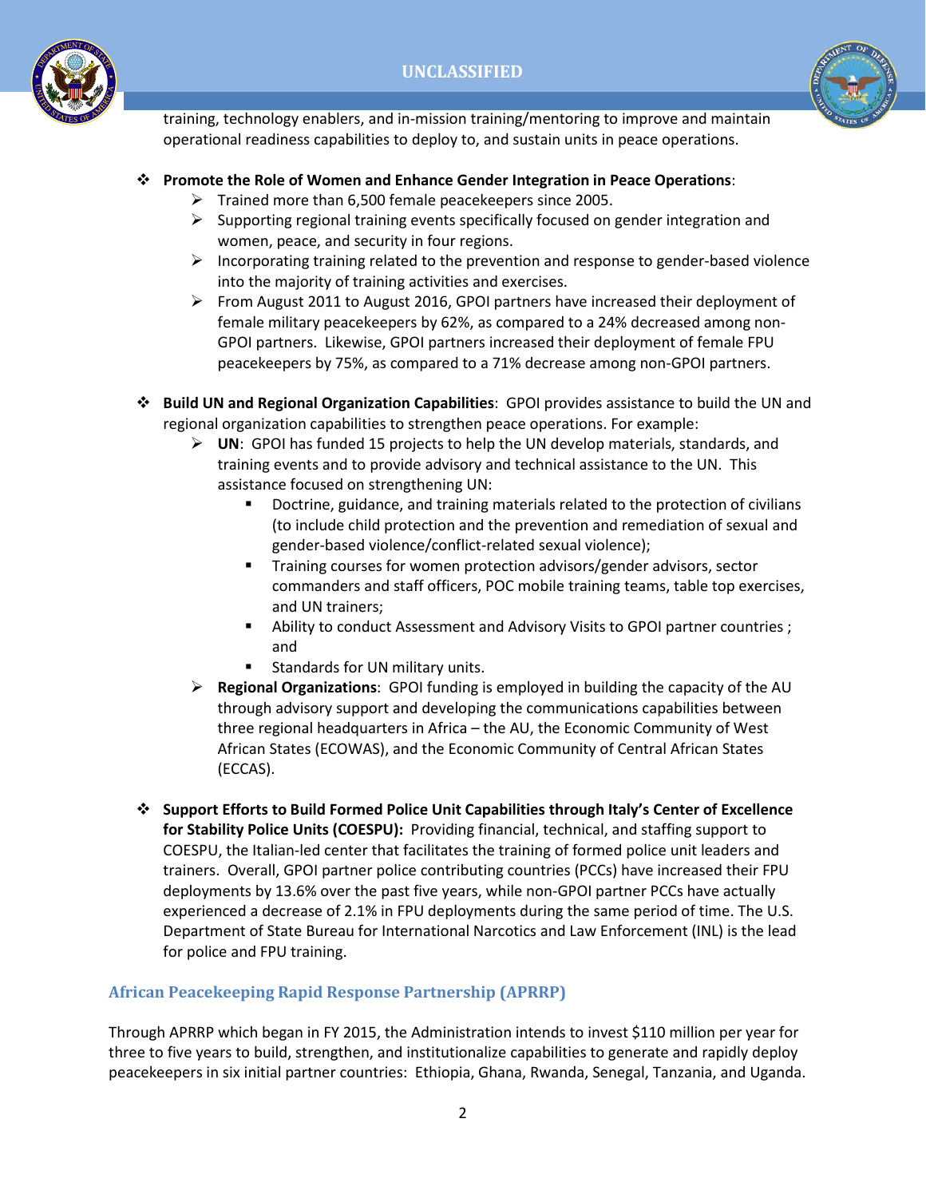training, technology enablers, and in-mission training/mentoring to improve and maintain operational readiness capabilities to deploy to, and sustain units in peace operations.

- **Promote the Role of Women and Enhance Gender Integration in Peace Operations**:
  - Trained more than 6,500 female peacekeepers since 2005.
  - Supporting regional training events specifically focused on gender integration and women, peace, and security in four regions.
  - Incorporating training related to the prevention and response to gender-based violence into the majority of training activities and exercises.
  - From August 2011 to August 2016, GPOI partners have increased their deployment of female military peacekeepers by 62%, as compared to a 24% decreased among non-GPOI partners. Likewise, GPOI partners increased their deployment of female FPU peacekeepers by 75%, as compared to a 71% decrease among non-GPOI partners.

- **Build UN and Regional Organization Capabilities**: GPOI provides assistance to build the UN and regional organization capabilities to strengthen peace operations. For example:
  - **UN**: GPOI has funded 15 projects to help the UN develop materials, standards, and training events and to provide advisory and technical assistance to the UN. This assistance focused on strengthening UN:
    - Doctrine, guidance, and training materials related to the protection of civilians (to include child protection and the prevention and remediation of sexual and gender-based violence/conflict-related sexual violence);
    - Training courses for women protection advisors/gender advisors, sector commanders and staff officers, POC mobile training teams, table top exercises, and UN trainers;
    - Ability to conduct Assessment and Advisory Visits to GPOI partner countries ; and
    - Standards for UN military units.
  - **Regional Organizations**: GPOI funding is employed in building the capacity of the AU through advisory support and developing the communications capabilities between three regional headquarters in Africa – the AU, the Economic Community of West African States (ECOWAS), and the Economic Community of Central African States (ECCAS).

- **Support Efforts to Build Formed Police Unit Capabilities through Italy's Center of Excellence for Stability Police Units (COESPU):** Providing financial, technical, and staffing support to COESPU, the Italian-led center that facilitates the training of formed police unit leaders and trainers. Overall, GPOI partner police contributing countries (PCCs) have increased their FPU deployments by 13.6% over the past five years, while non-GPOI partner PCCs have actually experienced a decrease of 2.1% in FPU deployments during the same period of time. The U.S. Department of State Bureau for International Narcotics and Law Enforcement (INL) is the lead for police and FPU training.

## African Peacekeeping Rapid Response Partnership (APRRP)

Through APRRP which began in FY 2015, the Administration intends to invest $110 million per year for three to five years to build, strengthen, and institutionalize capabilities to generate and rapidly deploy peacekeepers in six initial partner countries: Ethiopia, Ghana, Rwanda, Senegal, Tanzania, and Uganda.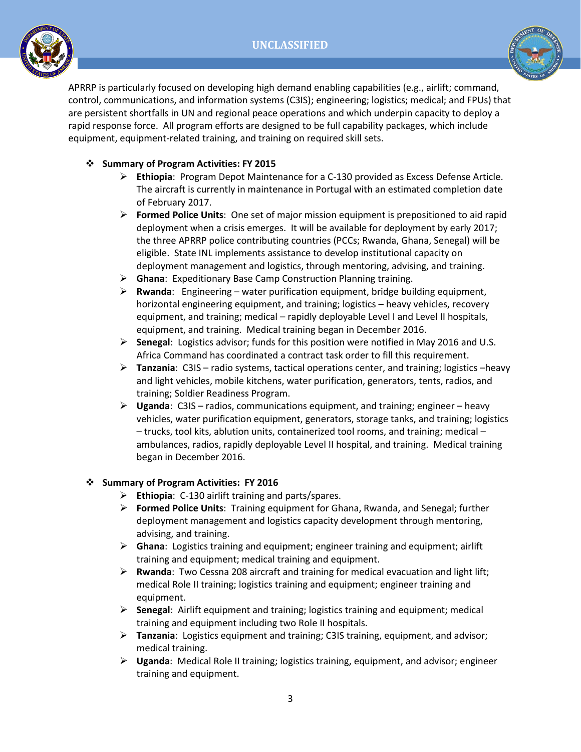APRRP is particularly focused on developing high demand enabling capabilities (e.g., airlift; command, control, communications, and information systems (C3IS); engineering; logistics; medical; and FPUs) that are persistent shortfalls in UN and regional peace operations and which underpin capacity to deploy a rapid response force. All program efforts are designed to be full capability packages, which include equipment, equipment-related training, and training on required skill sets.

- **Summary of Program Activities: FY 2015**
  - **Ethiopia**: Program Depot Maintenance for a C-130 provided as Excess Defense Article. The aircraft is currently in maintenance in Portugal with an estimated completion date of February 2017.
  - **Formed Police Units**: One set of major mission equipment is prepositioned to aid rapid deployment when a crisis emerges. It will be available for deployment by early 2017; the three APRRP police contributing countries (PCCs; Rwanda, Ghana, Senegal) will be eligible. State INL implements assistance to develop institutional capacity on deployment management and logistics, through mentoring, advising, and training.
  - **Ghana**: Expeditionary Base Camp Construction Planning training.
  - **Rwanda**: Engineering – water purification equipment, bridge building equipment, horizontal engineering equipment, and training; logistics – heavy vehicles, recovery equipment, and training; medical – rapidly deployable Level I and Level II hospitals, equipment, and training. Medical training began in December 2016.
  - **Senegal**: Logistics advisor; funds for this position were notified in May 2016 and U.S. Africa Command has coordinated a contract task order to fill this requirement.
  - **Tanzania**: C3IS – radio systems, tactical operations center, and training; logistics –heavy and light vehicles, mobile kitchens, water purification, generators, tents, radios, and training; Soldier Readiness Program.
  - **Uganda**: C3IS – radios, communications equipment, and training; engineer – heavy vehicles, water purification equipment, generators, storage tanks, and training; logistics – trucks, tool kits, ablution units, containerized tool rooms, and training; medical – ambulances, radios, rapidly deployable Level II hospital, and training. Medical training began in December 2016.

- **Summary of Program Activities: FY 2016**
  - **Ethiopia**: C-130 airlift training and parts/spares.
  - **Formed Police Units**: Training equipment for Ghana, Rwanda, and Senegal; further deployment management and logistics capacity development through mentoring, advising, and training.
  - **Ghana**: Logistics training and equipment; engineer training and equipment; airlift training and equipment; medical training and equipment.
  - **Rwanda**: Two Cessna 208 aircraft and training for medical evacuation and light lift; medical Role II training; logistics training and equipment; engineer training and equipment.
  - **Senegal**: Airlift equipment and training; logistics training and equipment; medical training and equipment including two Role II hospitals.
  - **Tanzania**: Logistics equipment and training; C3IS training, equipment, and advisor; medical training.
  - **Uganda**: Medical Role II training; logistics training, equipment, and advisor; engineer training and equipment.